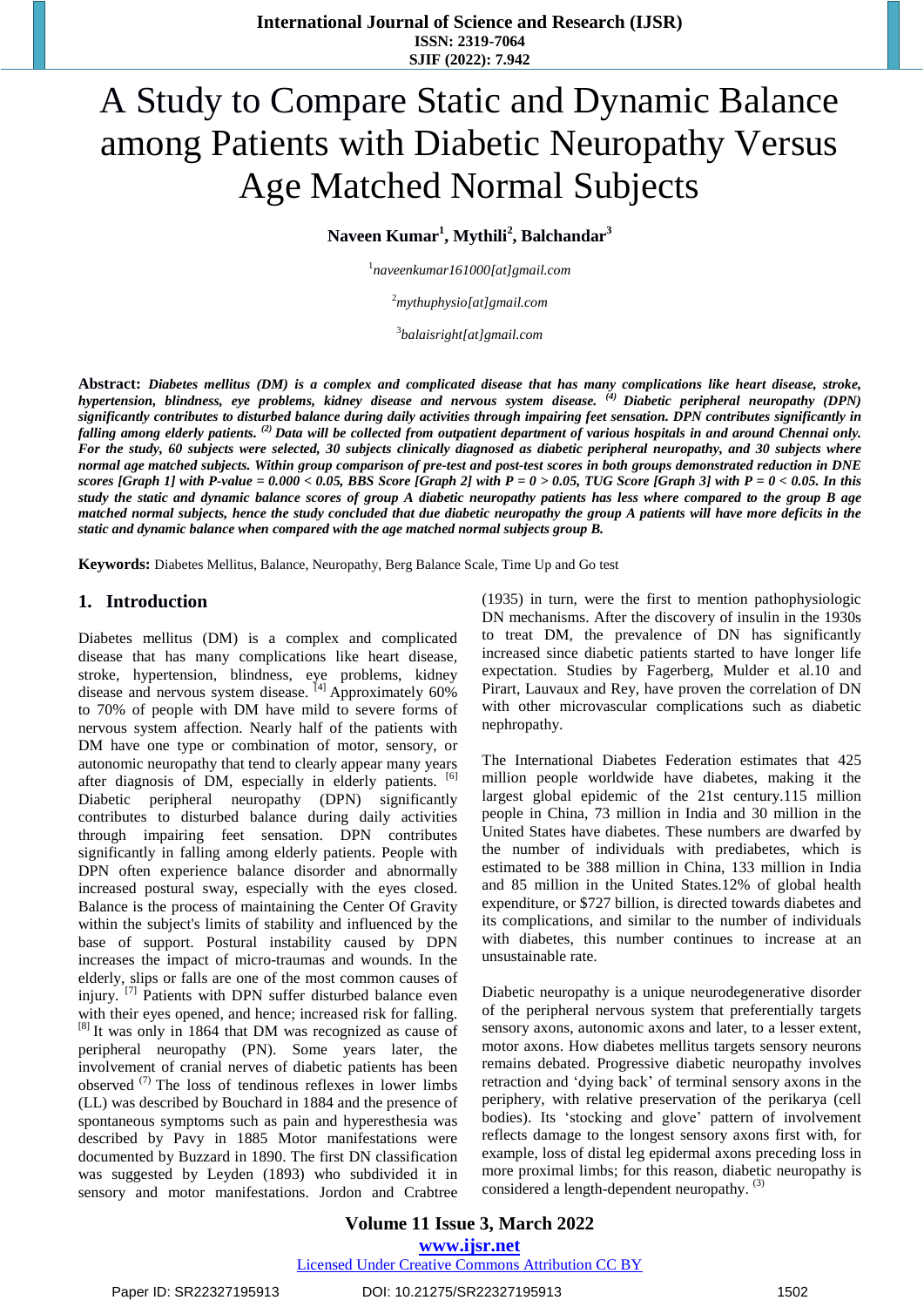# A Study to Compare Static and Dynamic Balance among Patients with Diabetic Neuropathy Versus Age Matched Normal Subjects

**Naveen Kumar[1], Mythili[2], Balchandar[3]**

[1]naveenkumar161000[at]gmail.com

[2]mythuphysio[at]gmail.com

[3]balaisright[at]gmail.com

**Abstract:** ***Diabetes mellitus (DM) is a complex and complicated disease that has many complications like heart disease, stroke, hypertension, blindness, eye problems, kidney disease and nervous system disease. [(4)] Diabetic peripheral neuropathy (DPN) significantly contributes to disturbed balance during daily activities through impairing feet sensation. DPN contributes significantly in falling among elderly patients. [(2)] Data will be collected from outpatient department of various hospitals in and around Chennai only. For the study, 60 subjects were selected, 30 subjects clinically diagnosed as diabetic peripheral neuropathy, and 30 subjects where normal age matched subjects. Within group comparison of pre-test and post-test scores in both groups demonstrated reduction in DNE scores [Graph 1] with P-value = 0.000 < 0.05, BBS Score [Graph 2] with P = 0 > 0.05, TUG Score [Graph 3] with P = 0 < 0.05. In this study the static and dynamic balance scores of group A diabetic neuropathy patients has less where compared to the group B age matched normal subjects, hence the study concluded that due diabetic neuropathy the group A patients will have more deficits in the static and dynamic balance when compared with the age matched normal subjects group B.***

**Keywords:** Diabetes Mellitus, Balance, Neuropathy, Berg Balance Scale, Time Up and Go test

## 1. Introduction

Diabetes mellitus (DM) is a complex and complicated disease that has many complications like heart disease, stroke, hypertension, blindness, eye problems, kidney disease and nervous system disease. [4] Approximately 60% to 70% of people with DM have mild to severe forms of nervous system affection. Nearly half of the patients with DM have one type or combination of motor, sensory, or autonomic neuropathy that tend to clearly appear many years after diagnosis of DM, especially in elderly patients. [6] Diabetic peripheral neuropathy (DPN) significantly contributes to disturbed balance during daily activities through impairing feet sensation. DPN contributes significantly in falling among elderly patients. People with DPN often experience balance disorder and abnormally increased postural sway, especially with the eyes closed. Balance is the process of maintaining the Center Of Gravity within the subject's limits of stability and influenced by the base of support. Postural instability caused by DPN increases the impact of micro-traumas and wounds. In the elderly, slips or falls are one of the most common causes of injury. [7] Patients with DPN suffer disturbed balance even with their eyes opened, and hence; increased risk for falling. [8] It was only in 1864 that DM was recognized as cause of peripheral neuropathy (PN). Some years later, the involvement of cranial nerves of diabetic patients has been observed [(7)] The loss of tendinous reflexes in lower limbs (LL) was described by Bouchard in 1884 and the presence of spontaneous symptoms such as pain and hyperesthesia was described by Pavy in 1885 Motor manifestations were documented by Buzzard in 1890. The first DN classification was suggested by Leyden (1893) who subdivided it in sensory and motor manifestations. Jordon and Crabtree (1935) in turn, were the first to mention pathophysiologic DN mechanisms. After the discovery of insulin in the 1930s to treat DM, the prevalence of DN has significantly increased since diabetic patients started to have longer life expectation. Studies by Fagerberg, Mulder et al.10 and Pirart, Lauvaux and Rey, have proven the correlation of DN with other microvascular complications such as diabetic nephropathy.

The International Diabetes Federation estimates that 425 million people worldwide have diabetes, making it the largest global epidemic of the 21st century.115 million people in China, 73 million in India and 30 million in the United States have diabetes. These numbers are dwarfed by the number of individuals with prediabetes, which is estimated to be 388 million in China, 133 million in India and 85 million in the United States.12% of global health expenditure, or $727 billion, is directed towards diabetes and its complications, and similar to the number of individuals with diabetes, this number continues to increase at an unsustainable rate.

Diabetic neuropathy is a unique neurodegenerative disorder of the peripheral nervous system that preferentially targets sensory axons, autonomic axons and later, to a lesser extent, motor axons. How diabetes mellitus targets sensory neurons remains debated. Progressive diabetic neuropathy involves retraction and 'dying back' of terminal sensory axons in the periphery, with relative preservation of the perikarya (cell bodies). Its 'stocking and glove' pattern of involvement reflects damage to the longest sensory axons first with, for example, loss of distal leg epidermal axons preceding loss in more proximal limbs; for this reason, diabetic neuropathy is considered a length-dependent neuropathy. [(3)]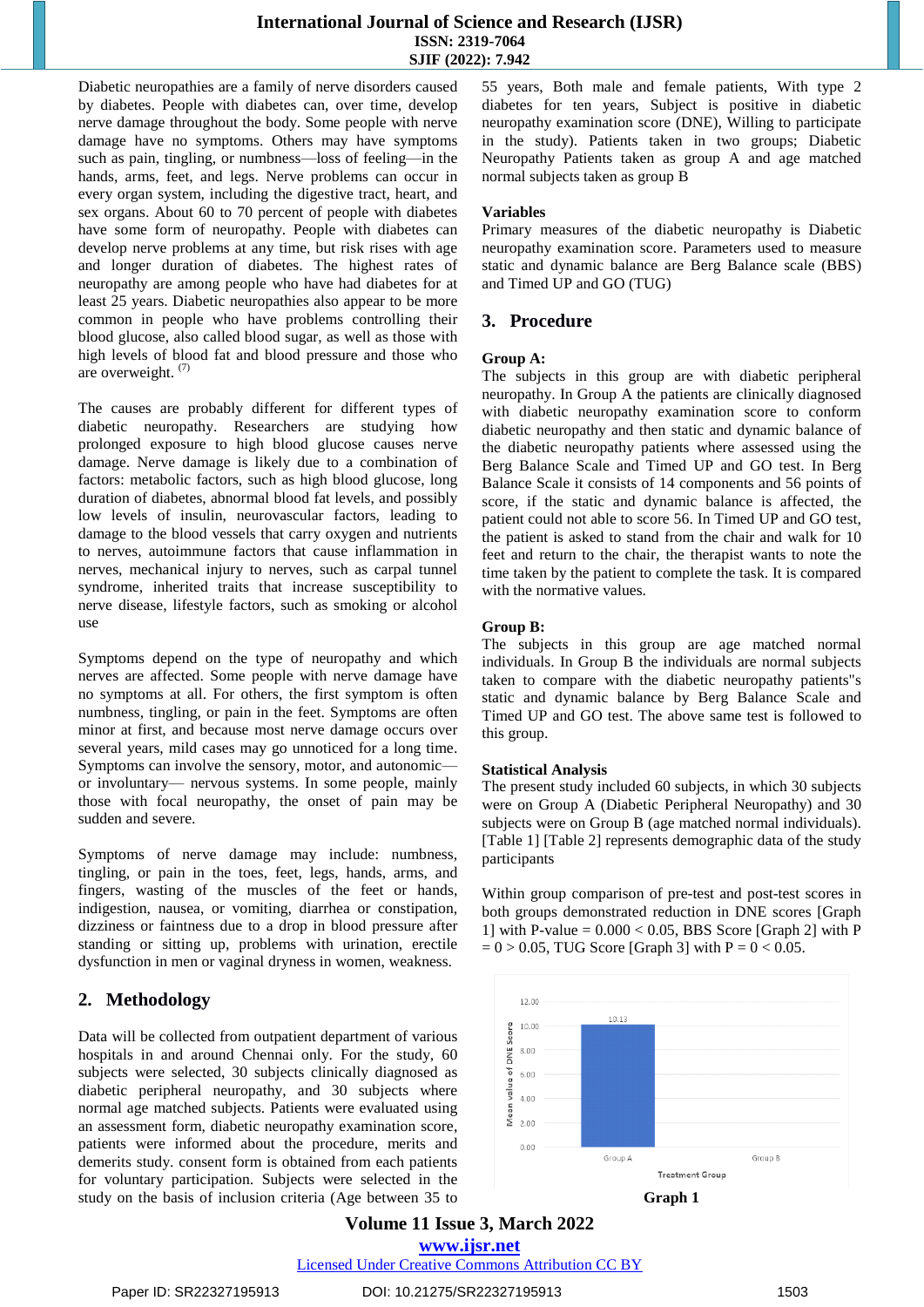Diabetic neuropathies are a family of nerve disorders caused by diabetes. People with diabetes can, over time, develop nerve damage throughout the body. Some people with nerve damage have no symptoms. Others may have symptoms such as pain, tingling, or numbness—loss of feeling—in the hands, arms, feet, and legs. Nerve problems can occur in every organ system, including the digestive tract, heart, and sex organs. About 60 to 70 percent of people with diabetes have some form of neuropathy. People with diabetes can develop nerve problems at any time, but risk rises with age and longer duration of diabetes. The highest rates of neuropathy are among people who have had diabetes for at least 25 years. Diabetic neuropathies also appear to be more common in people who have problems controlling their blood glucose, also called blood sugar, as well as those with high levels of blood fat and blood pressure and those who are overweight. [7]

The causes are probably different for different types of diabetic neuropathy. Researchers are studying how prolonged exposure to high blood glucose causes nerve damage. Nerve damage is likely due to a combination of factors: metabolic factors, such as high blood glucose, long duration of diabetes, abnormal blood fat levels, and possibly low levels of insulin, neurovascular factors, leading to damage to the blood vessels that carry oxygen and nutrients to nerves, autoimmune factors that cause inflammation in nerves, mechanical injury to nerves, such as carpal tunnel syndrome, inherited traits that increase susceptibility to nerve disease, lifestyle factors, such as smoking or alcohol use

Symptoms depend on the type of neuropathy and which nerves are affected. Some people with nerve damage have no symptoms at all. For others, the first symptom is often numbness, tingling, or pain in the feet. Symptoms are often minor at first, and because most nerve damage occurs over several years, mild cases may go unnoticed for a long time. Symptoms can involve the sensory, motor, and autonomic—or involuntary— nervous systems. In some people, mainly those with focal neuropathy, the onset of pain may be sudden and severe.

Symptoms of nerve damage may include: numbness, tingling, or pain in the toes, feet, legs, hands, arms, and fingers, wasting of the muscles of the feet or hands, indigestion, nausea, or vomiting, diarrhea or constipation, dizziness or faintness due to a drop in blood pressure after standing or sitting up, problems with urination, erectile dysfunction in men or vaginal dryness in women, weakness.

## 2. Methodology

Data will be collected from outpatient department of various hospitals in and around Chennai only. For the study, 60 subjects were selected, 30 subjects clinically diagnosed as diabetic peripheral neuropathy, and 30 subjects where normal age matched subjects. Patients were evaluated using an assessment form, diabetic neuropathy examination score, patients were informed about the procedure, merits and demerits study. consent form is obtained from each patients for voluntary participation. Subjects were selected in the study on the basis of inclusion criteria (Age between 35 to 55 years, Both male and female patients, With type 2 diabetes for ten years, Subject is positive in diabetic neuropathy examination score (DNE), Willing to participate in the study). Patients taken in two groups; Diabetic Neuropathy Patients taken as group A and age matched normal subjects taken as group B

### Variables

Primary measures of the diabetic neuropathy is Diabetic neuropathy examination score. Parameters used to measure static and dynamic balance are Berg Balance scale (BBS) and Timed UP and GO (TUG)

## 3. Procedure

### Group A:

The subjects in this group are with diabetic peripheral neuropathy. In Group A the patients are clinically diagnosed with diabetic neuropathy examination score to conform diabetic neuropathy and then static and dynamic balance of the diabetic neuropathy patients where assessed using the Berg Balance Scale and Timed UP and GO test. In Berg Balance Scale it consists of 14 components and 56 points of score, if the static and dynamic balance is affected, the patient could not able to score 56. In Timed UP and GO test, the patient is asked to stand from the chair and walk for 10 feet and return to the chair, the therapist wants to note the time taken by the patient to complete the task. It is compared with the normative values.

### Group B:

The subjects in this group are age matched normal individuals. In Group B the individuals are normal subjects taken to compare with the diabetic neuropathy patients"s static and dynamic balance by Berg Balance Scale and Timed UP and GO test. The above same test is followed to this group.

### Statistical Analysis

The present study included 60 subjects, in which 30 subjects were on Group A (Diabetic Peripheral Neuropathy) and 30 subjects were on Group B (age matched normal individuals). [Table 1] [Table 2] represents demographic data of the study participants

Within group comparison of pre-test and post-test scores in both groups demonstrated reduction in DNE scores [Graph 1] with P-value = 0.000 < 0.05, BBS Score [Graph 2] with P = 0 > 0.05, TUG Score [Graph 3] with P = 0 < 0.05.

12.00
10.00
8.00
6.00
4.00
2.00
0.00
10.13
Mean value of DNE Score
Group A
Group B
Treatment Group

**Graph 1**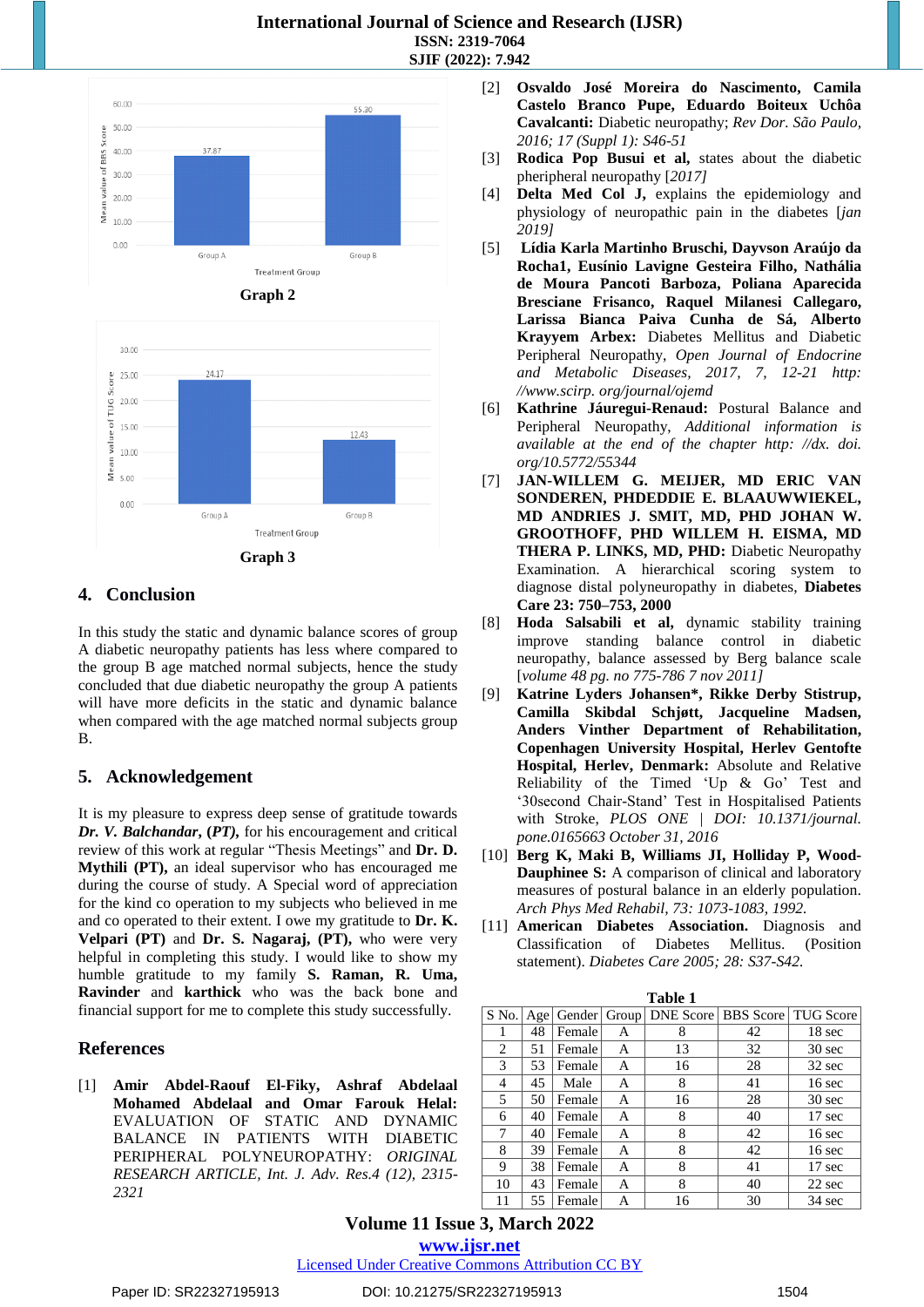Graph 2

Graph 3

## 4. Conclusion

In this study the static and dynamic balance scores of group A diabetic neuropathy patients has less where compared to the group B age matched normal subjects, hence the study concluded that due diabetic neuropathy the group A patients will have more deficits in the static and dynamic balance when compared with the age matched normal subjects group B.

## 5. Acknowledgement

It is my pleasure to express deep sense of gratitude towards ***Dr. V. Balchandar, (PT),*** for his encouragement and critical review of this work at regular "Thesis Meetings" and **Dr. D. Mythili (PT),** an ideal supervisor who has encouraged me during the course of study. A Special word of appreciation for the kind co operation to my subjects who believed in me and co operated to their extent. I owe my gratitude to **Dr. K. Velpari (PT)** and **Dr. S. Nagaraj, (PT),** who were very helpful in completing this study. I would like to show my humble gratitude to my family **S. Raman, R. Uma, Ravinder** and **karthick** who was the back bone and financial support for me to complete this study successfully.

## References

[1] **Amir Abdel-Raouf El-Fiky, Ashraf Abdelaal Mohamed Abdelaal and Omar Farouk Helal:** EVALUATION OF STATIC AND DYNAMIC BALANCE IN PATIENTS WITH DIABETIC PERIPHERAL POLYNEUROPATHY: *ORIGINAL RESEARCH ARTICLE, Int. J. Adv. Res.4 (12), 2315-2321*

[2] **Osvaldo José Moreira do Nascimento, Camila Castelo Branco Pupe, Eduardo Boiteux Uchôa Cavalcanti:** Diabetic neuropathy; *Rev Dor. São Paulo, 2016; 17 (Suppl 1): S46-51*

[3] **Rodica Pop Busui et al,** states about the diabetic pheripheral neuropathy [*2017]*

[4] **Delta Med Col J,** explains the epidemiology and physiology of neuropathic pain in the diabetes [*jan 2019]*

[5] **Lídia Karla Martinho Bruschi, Dayvson Araújo da Rocha1, Eusínio Lavigne Gesteira Filho, Nathália de Moura Pancoti Barboza, Poliana Aparecida Bresciane Frisanco, Raquel Milanesi Callegaro, Larissa Bianca Paiva Cunha de Sá, Alberto Krayyem Arbex:** Diabetes Mellitus and Diabetic Peripheral Neuropathy, *Open Journal of Endocrine and Metabolic Diseases, 2017, 7, 12-21 http: //www.scirp. org/journal/ojemd*

[6] **Kathrine Jáuregui-Renaud:** Postural Balance and Peripheral Neuropathy, *Additional information is available at the end of the chapter http: //dx. doi. org/10.5772/55344*

[7] **JAN-WILLEM G. MEIJER, MD ERIC VAN SONDEREN, PHDEDDIE E. BLAAUWWIEKEL, MD ANDRIES J. SMIT, MD, PHD JOHAN W. GROOTHOFF, PHD WILLEM H. EISMA, MD THERA P. LINKS, MD, PHD:** Diabetic Neuropathy Examination. A hierarchical scoring system to diagnose distal polyneuropathy in diabetes, **Diabetes Care 23: 750–753, 2000**

[8] **Hoda Salsabili et al,** dynamic stability training improve standing balance control in diabetic neuropathy, balance assessed by Berg balance scale [*volume 48 pg. no 775-786 7 nov 2011]*

[9] **Katrine Lyders Johansen*, Rikke Derby Stistrup, Camilla Skibdal Schjøtt, Jacqueline Madsen, Anders Vinther Department of Rehabilitation, Copenhagen University Hospital, Herlev Gentofte Hospital, Herlev, Denmark:** Absolute and Relative Reliability of the Timed 'Up & Go' Test and '30second Chair-Stand' Test in Hospitalised Patients with Stroke, *PLOS ONE | DOI: 10.1371/journal. pone.0165663 October 31, 2016*

[10] **Berg K, Maki B, Williams JI, Holliday P, Wood-Dauphinee S:** A comparison of clinical and laboratory measures of postural balance in an elderly population. *Arch Phys Med Rehabil, 73: 1073-1083, 1992.*

[11] **American Diabetes Association.** Diagnosis and Classification of Diabetes Mellitus. (Position statement). *Diabetes Care 2005; 28: S37-S42.*

**Table 1**

| S No. | Age | Gender | Group | DNE Score | BBS Score | TUG Score |
|---|---|---|---|---|---|---|
| 1 | 48 | Female | A | 8 | 42 | 18 sec |
| 2 | 51 | Female | A | 13 | 32 | 30 sec |
| 3 | 53 | Female | A | 16 | 28 | 32 sec |
| 4 | 45 | Male | A | 8 | 41 | 16 sec |
| 5 | 50 | Female | A | 16 | 28 | 30 sec |
| 6 | 40 | Female | A | 8 | 40 | 17 sec |
| 7 | 40 | Female | A | 8 | 42 | 16 sec |
| 8 | 39 | Female | A | 8 | 42 | 16 sec |
| 9 | 38 | Female | A | 8 | 41 | 17 sec |
| 10 | 43 | Female | A | 8 | 40 | 22 sec |
| 11 | 55 | Female | A | 16 | 30 | 34 sec |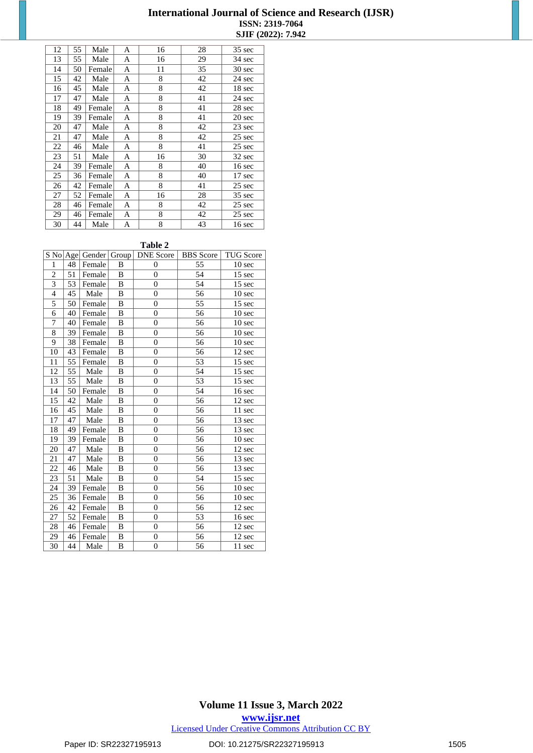| | | | | | | |
|---|---|---|---|---|---|---|
| 12 | 55 | Male | A | 16 | 28 | 35 sec |
| 13 | 55 | Male | A | 16 | 29 | 34 sec |
| 14 | 50 | Female | A | 11 | 35 | 30 sec |
| 15 | 42 | Male | A | 8 | 42 | 24 sec |
| 16 | 45 | Male | A | 8 | 42 | 18 sec |
| 17 | 47 | Male | A | 8 | 41 | 24 sec |
| 18 | 49 | Female | A | 8 | 41 | 28 sec |
| 19 | 39 | Female | A | 8 | 41 | 20 sec |
| 20 | 47 | Male | A | 8 | 42 | 23 sec |
| 21 | 47 | Male | A | 8 | 42 | 25 sec |
| 22 | 46 | Male | A | 8 | 41 | 25 sec |
| 23 | 51 | Male | A | 16 | 30 | 32 sec |
| 24 | 39 | Female | A | 8 | 40 | 16 sec |
| 25 | 36 | Female | A | 8 | 40 | 17 sec |
| 26 | 42 | Female | A | 8 | 41 | 25 sec |
| 27 | 52 | Female | A | 16 | 28 | 35 sec |
| 28 | 46 | Female | A | 8 | 42 | 25 sec |
| 29 | 46 | Female | A | 8 | 42 | 25 sec |
| 30 | 44 | Male | A | 8 | 43 | 16 sec |

**Table 2**

| S No | Age | Gender | Group | DNE Score | BBS Score | TUG Score |
|---|---|---|---|---|---|---|
| 1 | 48 | Female | B | 0 | 55 | 10 sec |
| 2 | 51 | Female | B | 0 | 54 | 15 sec |
| 3 | 53 | Female | B | 0 | 54 | 15 sec |
| 4 | 45 | Male | B | 0 | 56 | 10 sec |
| 5 | 50 | Female | B | 0 | 55 | 15 sec |
| 6 | 40 | Female | B | 0 | 56 | 10 sec |
| 7 | 40 | Female | B | 0 | 56 | 10 sec |
| 8 | 39 | Female | B | 0 | 56 | 10 sec |
| 9 | 38 | Female | B | 0 | 56 | 10 sec |
| 10 | 43 | Female | B | 0 | 56 | 12 sec |
| 11 | 55 | Female | B | 0 | 53 | 15 sec |
| 12 | 55 | Male | B | 0 | 54 | 15 sec |
| 13 | 55 | Male | B | 0 | 53 | 15 sec |
| 14 | 50 | Female | B | 0 | 54 | 16 sec |
| 15 | 42 | Male | B | 0 | 56 | 12 sec |
| 16 | 45 | Male | B | 0 | 56 | 11 sec |
| 17 | 47 | Male | B | 0 | 56 | 13 sec |
| 18 | 49 | Female | B | 0 | 56 | 13 sec |
| 19 | 39 | Female | B | 0 | 56 | 10 sec |
| 20 | 47 | Male | B | 0 | 56 | 12 sec |
| 21 | 47 | Male | B | 0 | 56 | 13 sec |
| 22 | 46 | Male | B | 0 | 56 | 13 sec |
| 23 | 51 | Male | B | 0 | 54 | 15 sec |
| 24 | 39 | Female | B | 0 | 56 | 10 sec |
| 25 | 36 | Female | B | 0 | 56 | 10 sec |
| 26 | 42 | Female | B | 0 | 56 | 12 sec |
| 27 | 52 | Female | B | 0 | 53 | 16 sec |
| 28 | 46 | Female | B | 0 | 56 | 12 sec |
| 29 | 46 | Female | B | 0 | 56 | 12 sec |
| 30 | 44 | Male | B | 0 | 56 | 11 sec |